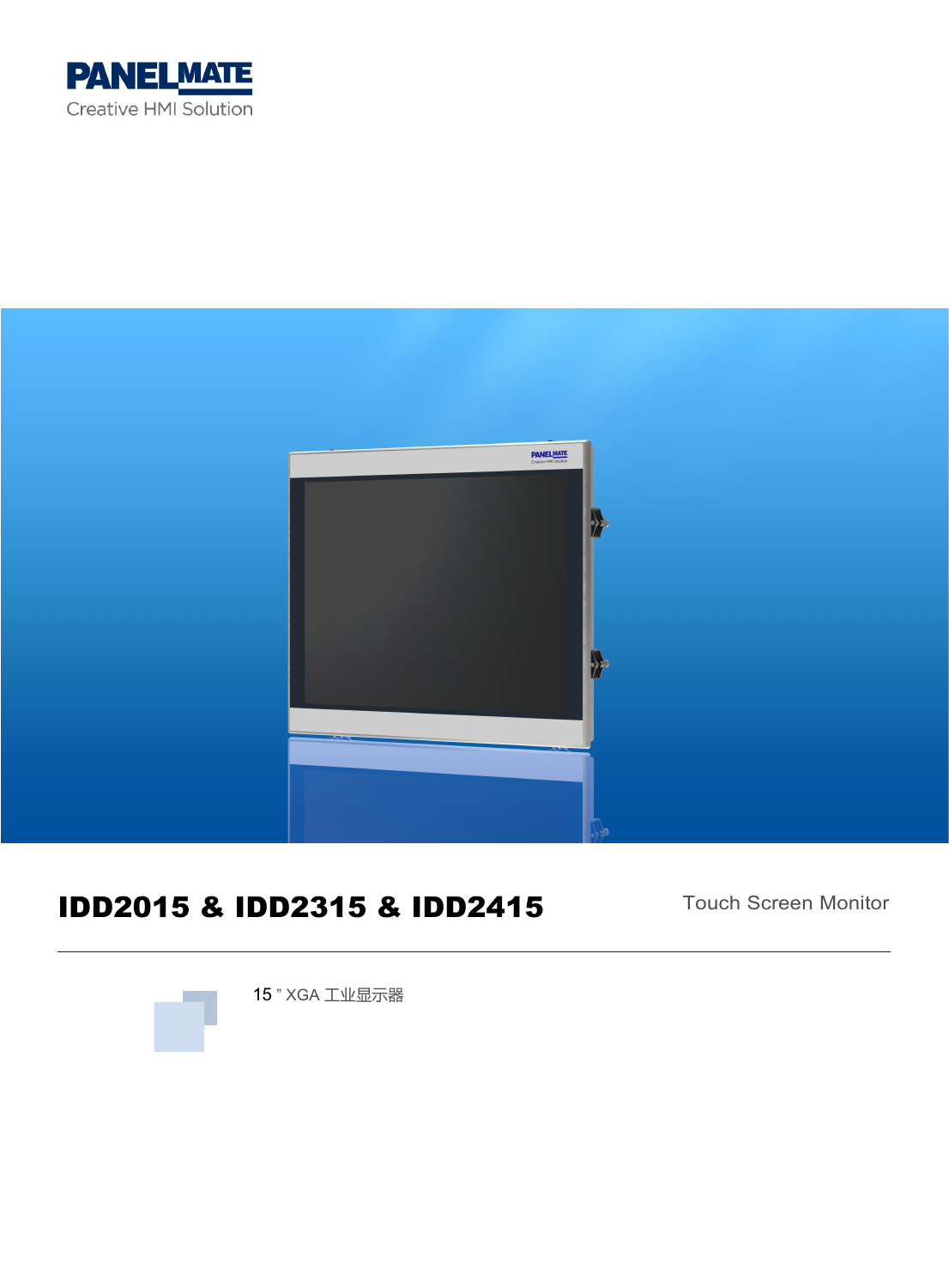PANELMATE
Creative HMI Solution

# IDD2015 & IDD2315 & IDD2415

Touch Screen Monitor

15 " XGA 工业显示器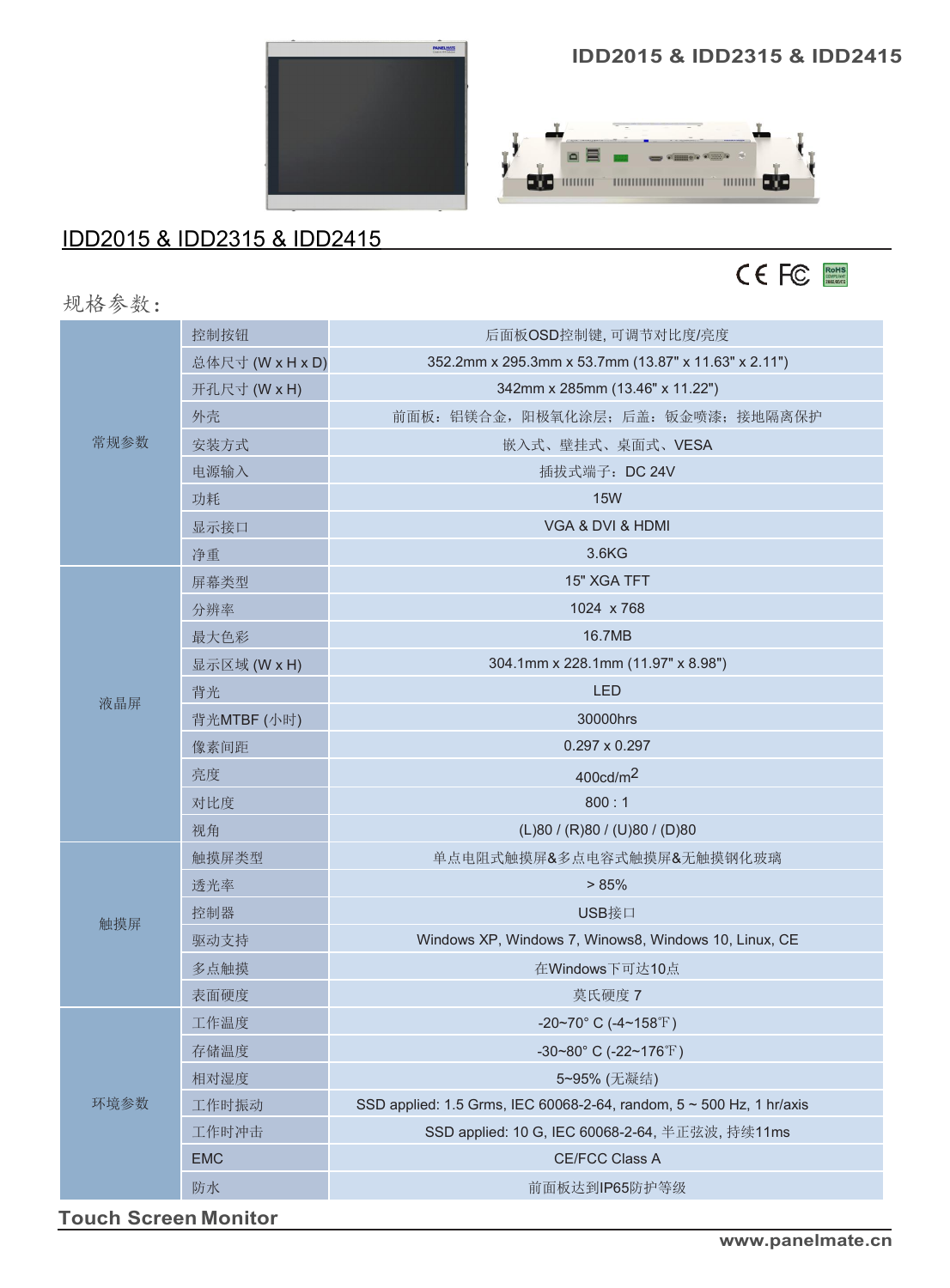# IDD2015 & IDD2315 & IDD2415

## IDD2015 & IDD2315 & IDD2415

规格参数：

| | | |
|---|---|---|
| 常规参数 | 控制按钮 | 后面板OSD控制键, 可调节对比度/亮度 |
| | 总体尺寸 (W x H x D) | 352.2mm x 295.3mm x 53.7mm (13.87" x 11.63" x 2.11") |
| | 开孔尺寸 (W x H) | 342mm x 285mm (13.46" x 11.22") |
| | 外壳 | 前面板：铝镁合金，阳极氧化涂层；后盖：钣金喷漆；接地隔离保护 |
| | 安装方式 | 嵌入式、壁挂式、桌面式、VESA |
| | 电源输入 | 插拔式端子：DC 24V |
| | 功耗 | 15W |
| | 显示接口 | VGA & DVI & HDMI |
| | 净重 | 3.6KG |
| 液晶屏 | 屏幕类型 | 15" XGA TFT |
| | 分辨率 | 1024 x 768 |
| | 最大色彩 | 16.7MB |
| | 显示区域 (W x H) | 304.1mm x 228.1mm (11.97" x 8.98") |
| | 背光 | LED |
| | 背光MTBF (小时) | 30000hrs |
| | 像素间距 | 0.297 x 0.297 |
| | 亮度 | 400cd/m2 |
| | 对比度 | 800 : 1 |
| | 视角 | (L)80 / (R)80 / (U)80 / (D)80 |
| 触摸屏 | 触摸屏类型 | 单点电阻式触摸屏&多点电容式触摸屏&无触摸钢化玻璃 |
| | 透光率 | > 85% |
| | 控制器 | USB接口 |
| | 驱动支持 | Windows XP, Windows 7, Winows8, Windows 10, Linux, CE |
| | 多点触摸 | 在Windows下可达10点 |
| | 表面硬度 | 莫氏硬度 7 |
| 环境参数 | 工作温度 | -20~70° C (-4~158℉) |
| | 存储温度 | -30~80° C (-22~176℉) |
| | 相对湿度 | 5~95% (无凝结) |
| | 工作时振动 | SSD applied: 1.5 Grms, IEC 60068-2-64, random, 5 ~ 500 Hz, 1 hr/axis |
| | 工作时冲击 | SSD applied: 10 G, IEC 60068-2-64, 半正弦波, 持续11ms |
| | EMC | CE/FCC Class A |
| | 防水 | 前面板达到IP65防护等级 |

**Touch Screen Monitor**

www.panelmate.cn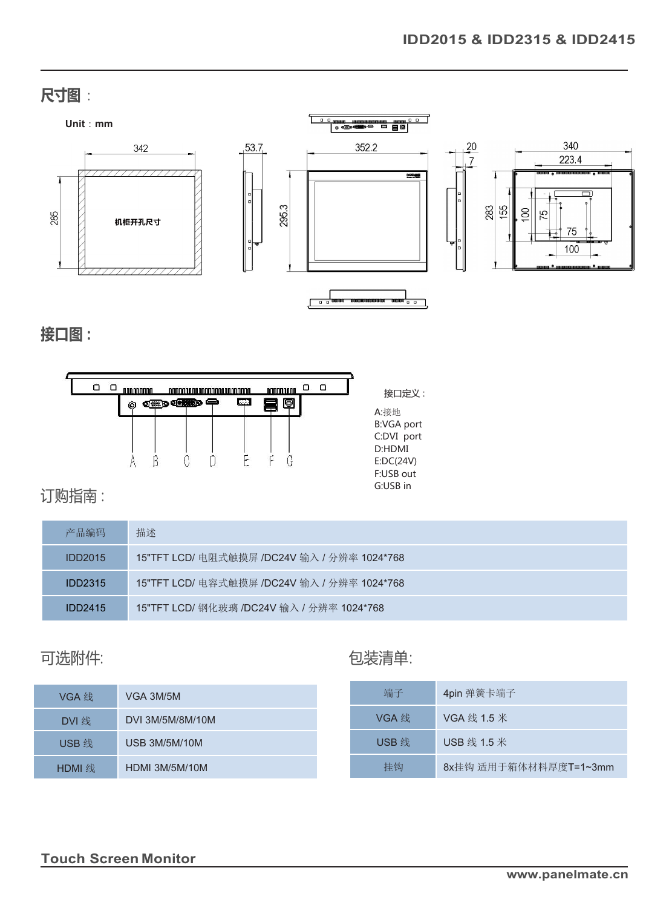## 尺寸图：

Unit：mm

342

285

机柜开孔尺寸

53.7

352.2

295.3

20

7

340

223.4

283

155

100

75

75

100

## 接口图：

A B C D E F G

接口定义：

A:接地
B:VGA port
C:DVI port
D:HDMI
E:DC(24V)
F:USB out
G:USB in

## 订购指南：

| 产品编码 | 描述 |
| --- | --- |
| IDD2015 | 15"TFT LCD/ 电阻式触摸屏 /DC24V 输入 / 分辨率 1024*768 |
| IDD2315 | 15"TFT LCD/ 电容式触摸屏 /DC24V 输入 / 分辨率 1024*768 |
| IDD2415 | 15"TFT LCD/ 钢化玻璃 /DC24V 输入 / 分辨率 1024*768 |

## 可选附件:

| | |
| --- | --- |
| VGA 线 | VGA 3M/5M |
| DVI 线 | DVI 3M/5M/8M/10M |
| USB 线 | USB 3M/5M/10M |
| HDMI 线 | HDMI 3M/5M/10M |

## 包装清单:

| | |
| --- | --- |
| 端子 | 4pin 弹簧卡端子 |
| VGA 线 | VGA 线 1.5 米 |
| USB 线 | USB 线 1.5 米 |
| 挂钩 | 8x挂钩 适用于箱体材料厚度T=1~3mm |